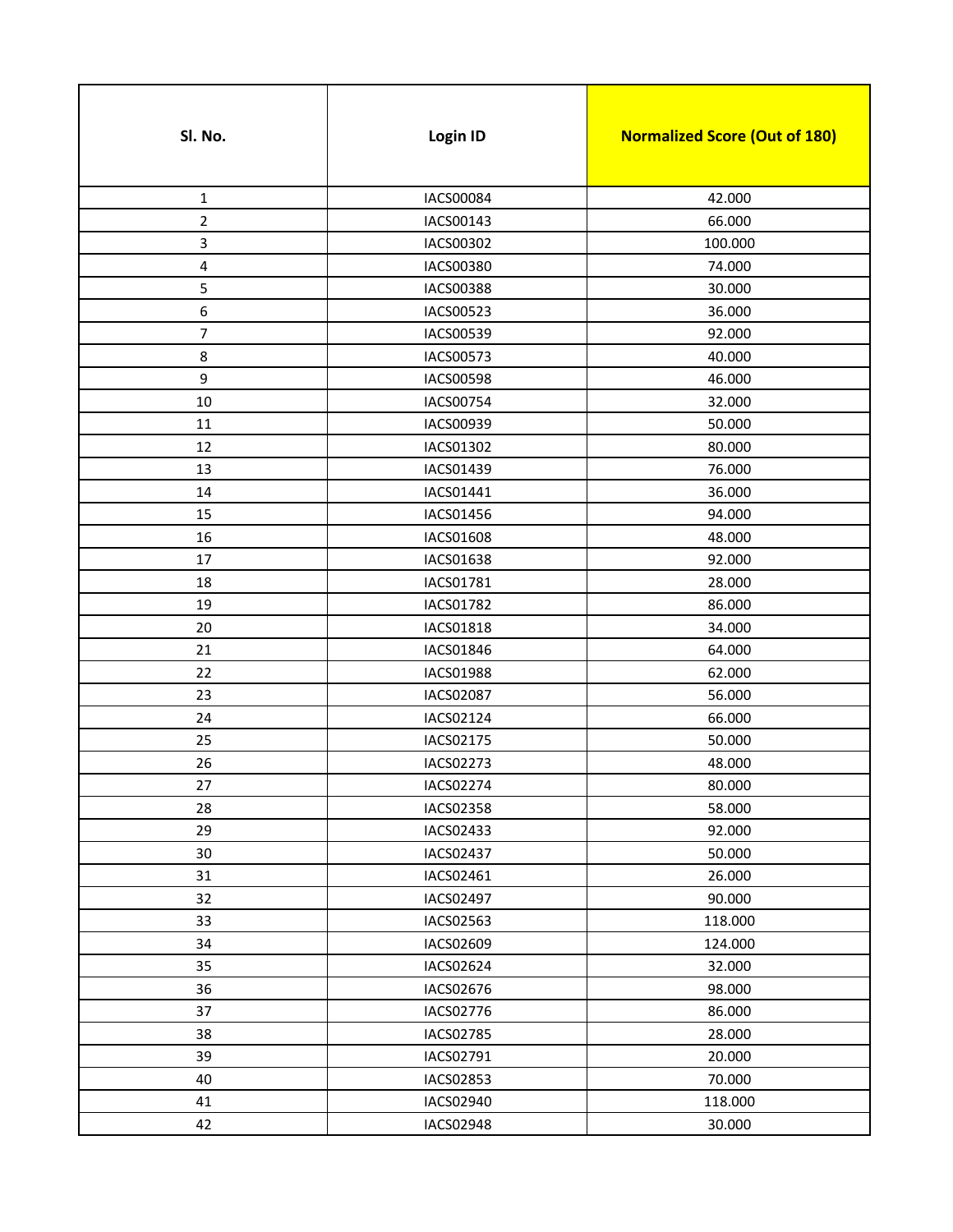| Sl. No. | Login ID | Normalized Score (Out of 180) |
|---|---|---|
| 1 | IACS00084 | 42.000 |
| 2 | IACS00143 | 66.000 |
| 3 | IACS00302 | 100.000 |
| 4 | IACS00380 | 74.000 |
| 5 | IACS00388 | 30.000 |
| 6 | IACS00523 | 36.000 |
| 7 | IACS00539 | 92.000 |
| 8 | IACS00573 | 40.000 |
| 9 | IACS00598 | 46.000 |
| 10 | IACS00754 | 32.000 |
| 11 | IACS00939 | 50.000 |
| 12 | IACS01302 | 80.000 |
| 13 | IACS01439 | 76.000 |
| 14 | IACS01441 | 36.000 |
| 15 | IACS01456 | 94.000 |
| 16 | IACS01608 | 48.000 |
| 17 | IACS01638 | 92.000 |
| 18 | IACS01781 | 28.000 |
| 19 | IACS01782 | 86.000 |
| 20 | IACS01818 | 34.000 |
| 21 | IACS01846 | 64.000 |
| 22 | IACS01988 | 62.000 |
| 23 | IACS02087 | 56.000 |
| 24 | IACS02124 | 66.000 |
| 25 | IACS02175 | 50.000 |
| 26 | IACS02273 | 48.000 |
| 27 | IACS02274 | 80.000 |
| 28 | IACS02358 | 58.000 |
| 29 | IACS02433 | 92.000 |
| 30 | IACS02437 | 50.000 |
| 31 | IACS02461 | 26.000 |
| 32 | IACS02497 | 90.000 |
| 33 | IACS02563 | 118.000 |
| 34 | IACS02609 | 124.000 |
| 35 | IACS02624 | 32.000 |
| 36 | IACS02676 | 98.000 |
| 37 | IACS02776 | 86.000 |
| 38 | IACS02785 | 28.000 |
| 39 | IACS02791 | 20.000 |
| 40 | IACS02853 | 70.000 |
| 41 | IACS02940 | 118.000 |
| 42 | IACS02948 | 30.000 |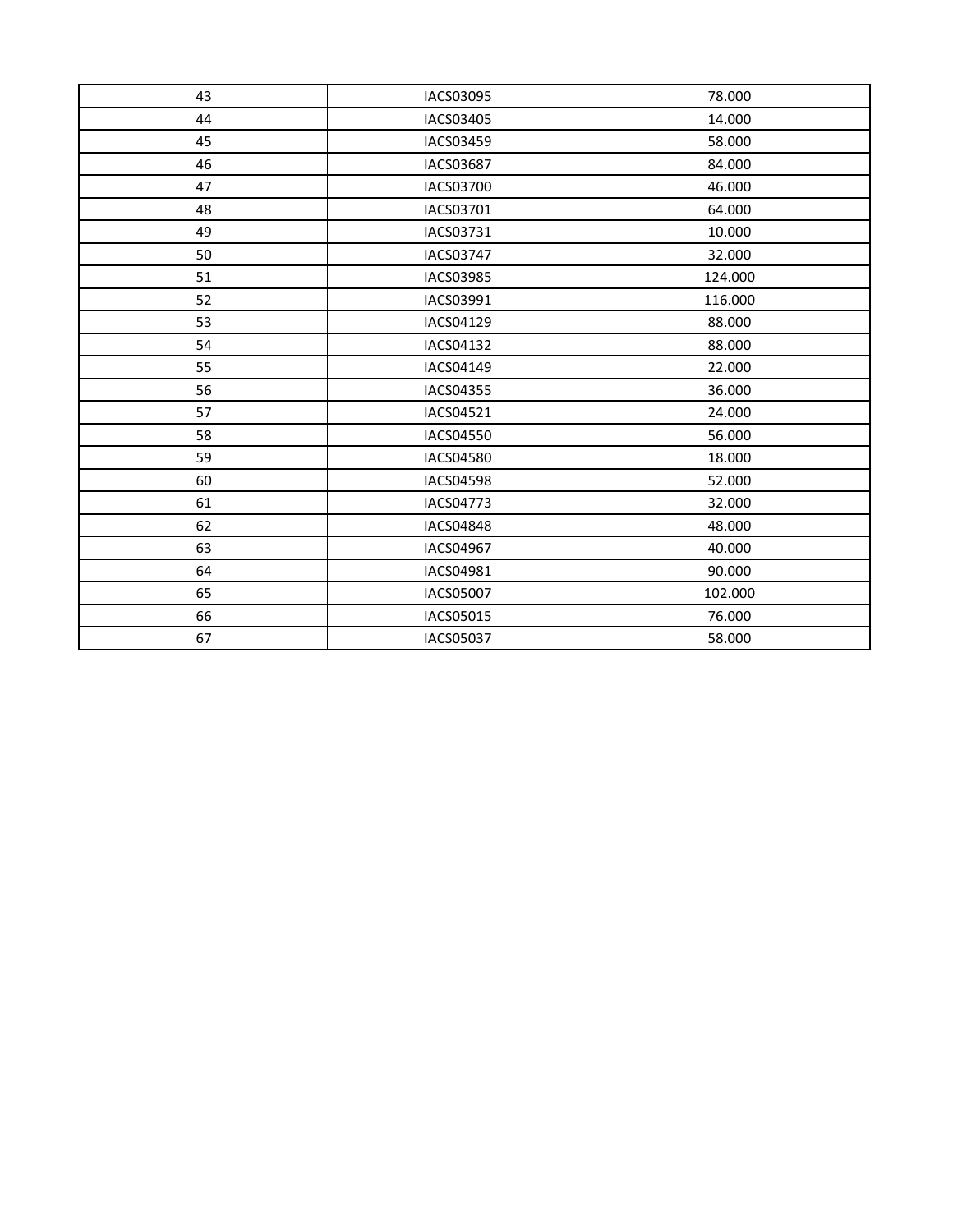| | | |
|---|---|---|
| 43 | IACS03095 | 78.000 |
| 44 | IACS03405 | 14.000 |
| 45 | IACS03459 | 58.000 |
| 46 | IACS03687 | 84.000 |
| 47 | IACS03700 | 46.000 |
| 48 | IACS03701 | 64.000 |
| 49 | IACS03731 | 10.000 |
| 50 | IACS03747 | 32.000 |
| 51 | IACS03985 | 124.000 |
| 52 | IACS03991 | 116.000 |
| 53 | IACS04129 | 88.000 |
| 54 | IACS04132 | 88.000 |
| 55 | IACS04149 | 22.000 |
| 56 | IACS04355 | 36.000 |
| 57 | IACS04521 | 24.000 |
| 58 | IACS04550 | 56.000 |
| 59 | IACS04580 | 18.000 |
| 60 | IACS04598 | 52.000 |
| 61 | IACS04773 | 32.000 |
| 62 | IACS04848 | 48.000 |
| 63 | IACS04967 | 40.000 |
| 64 | IACS04981 | 90.000 |
| 65 | IACS05007 | 102.000 |
| 66 | IACS05015 | 76.000 |
| 67 | IACS05037 | 58.000 |